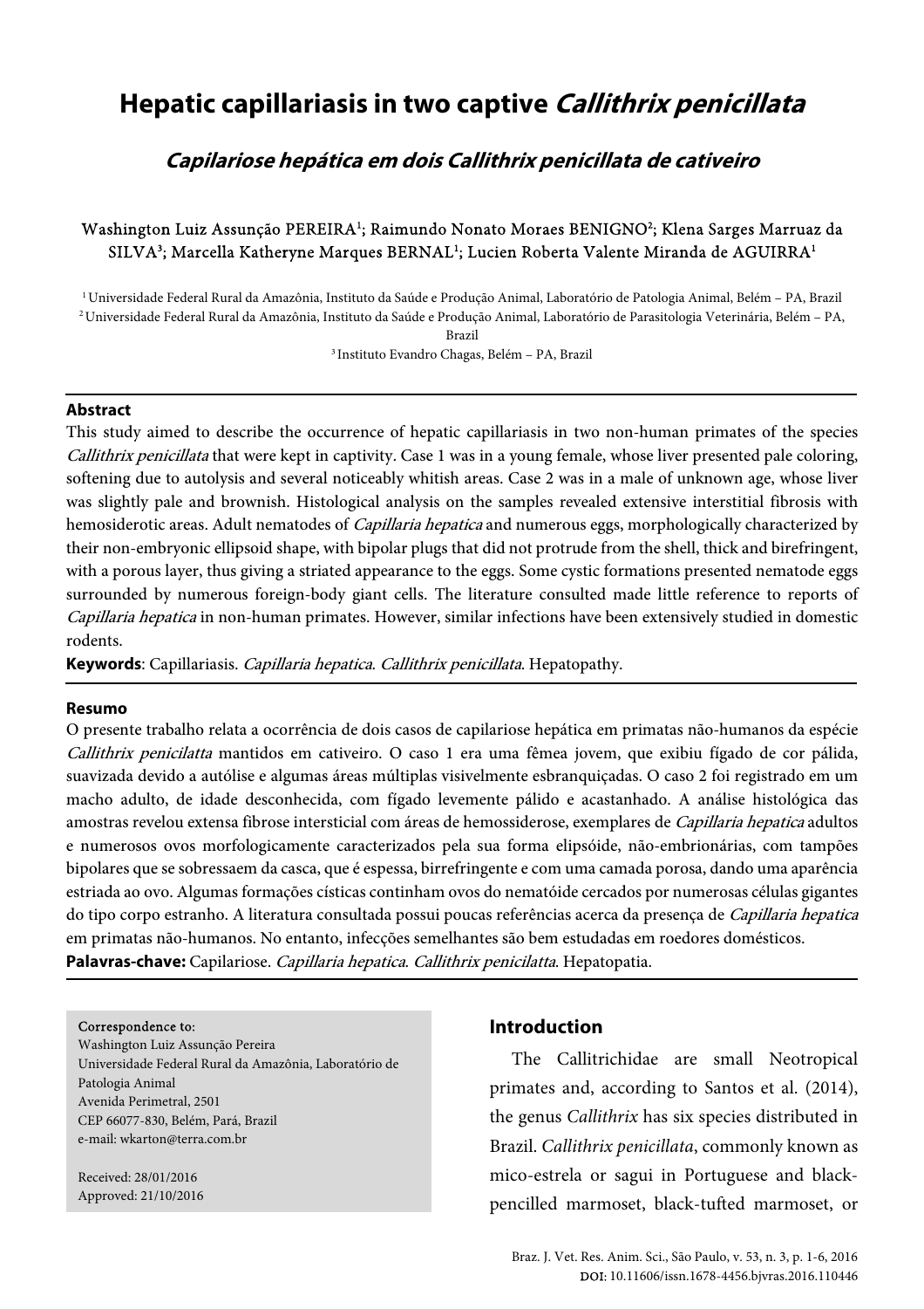# Hepatic capillariasis in two captive *Callithrix penicillata*

## *Capilariose hepática em dois Callithrix penicillata de cativeiro*

Washington Luiz Assunção PEREIRA[1]; Raimundo Nonato Moraes BENIGNO[2]; Klena Sarges Marruaz da SILVA[3]; Marcella Katheryne Marques BERNAL[1]; Lucien Roberta Valente Miranda de AGUIRRA[1]

[1] Universidade Federal Rural da Amazônia, Instituto da Saúde e Produção Animal, Laboratório de Patologia Animal, Belém – PA, Brazil
[2] Universidade Federal Rural da Amazônia, Instituto da Saúde e Produção Animal, Laboratório de Parasitologia Veterinária, Belém – PA, Brazil
[3] Instituto Evandro Chagas, Belém – PA, Brazil

### Abstract

This study aimed to describe the occurrence of hepatic capillariasis in two non-human primates of the species *Callithrix penicillata* that were kept in captivity. Case 1 was in a young female, whose liver presented pale coloring, softening due to autolysis and several noticeably whitish areas. Case 2 was in a male of unknown age, whose liver was slightly pale and brownish. Histological analysis on the samples revealed extensive interstitial fibrosis with hemosiderotic areas. Adult nematodes of *Capillaria hepatica* and numerous eggs, morphologically characterized by their non-embryonic ellipsoid shape, with bipolar plugs that did not protrude from the shell, thick and birefringent, with a porous layer, thus giving a striated appearance to the eggs. Some cystic formations presented nematode eggs surrounded by numerous foreign-body giant cells. The literature consulted made little reference to reports of *Capillaria hepatica* in non-human primates. However, similar infections have been extensively studied in domestic rodents.

**Keywords**: Capillariasis. *Capillaria hepatica*. *Callithrix penicillata*. Hepatopathy.

### Resumo

O presente trabalho relata a ocorrência de dois casos de capilariose hepática em primatas não-humanos da espécie *Callithrix penicilatta* mantidos em cativeiro. O caso 1 era uma fêmea jovem, que exibiu fígado de cor pálida, suavizada devido a autólise e algumas áreas múltiplas visivelmente esbranquiçadas. O caso 2 foi registrado em um macho adulto, de idade desconhecida, com fígado levemente pálido e acastanhado. A análise histológica das amostras revelou extensa fibrose intersticial com áreas de hemossiderose, exemplares de *Capillaria hepatica* adultos e numerosos ovos morfologicamente caracterizados pela sua forma elipsóide, não-embrionárias, com tampões bipolares que se sobressaem da casca, que é espessa, birrefringente e com uma camada porosa, dando uma aparência estriada ao ovo. Algumas formações císticas continham ovos do nematóide cercados por numerosas células gigantes do tipo corpo estranho. A literatura consultada possui poucas referências acerca da presença de *Capillaria hepatica* em primatas não-humanos. No entanto, infecções semelhantes são bem estudadas em roedores domésticos.

**Palavras-chave:** Capilariose. *Capillaria hepatica*. *Callithrix penicilatta*. Hepatopatia.

Correspondence to:
Washington Luiz Assunção Pereira
Universidade Federal Rural da Amazônia, Laboratório de Patologia Animal
Avenida Perimetral, 2501
CEP 66077-830, Belém, Pará, Brazil
e-mail: wkarton@terra.com.br

Received: 28/01/2016
Approved: 21/10/2016

## Introduction

The Callitrichidae are small Neotropical primates and, according to Santos et al. (2014), the genus *Callithrix* has six species distributed in Brazil. *Callithrix penicillata*, commonly known as mico-estrela or sagui in Portuguese and black-pencilled marmoset, black-tufted marmoset, or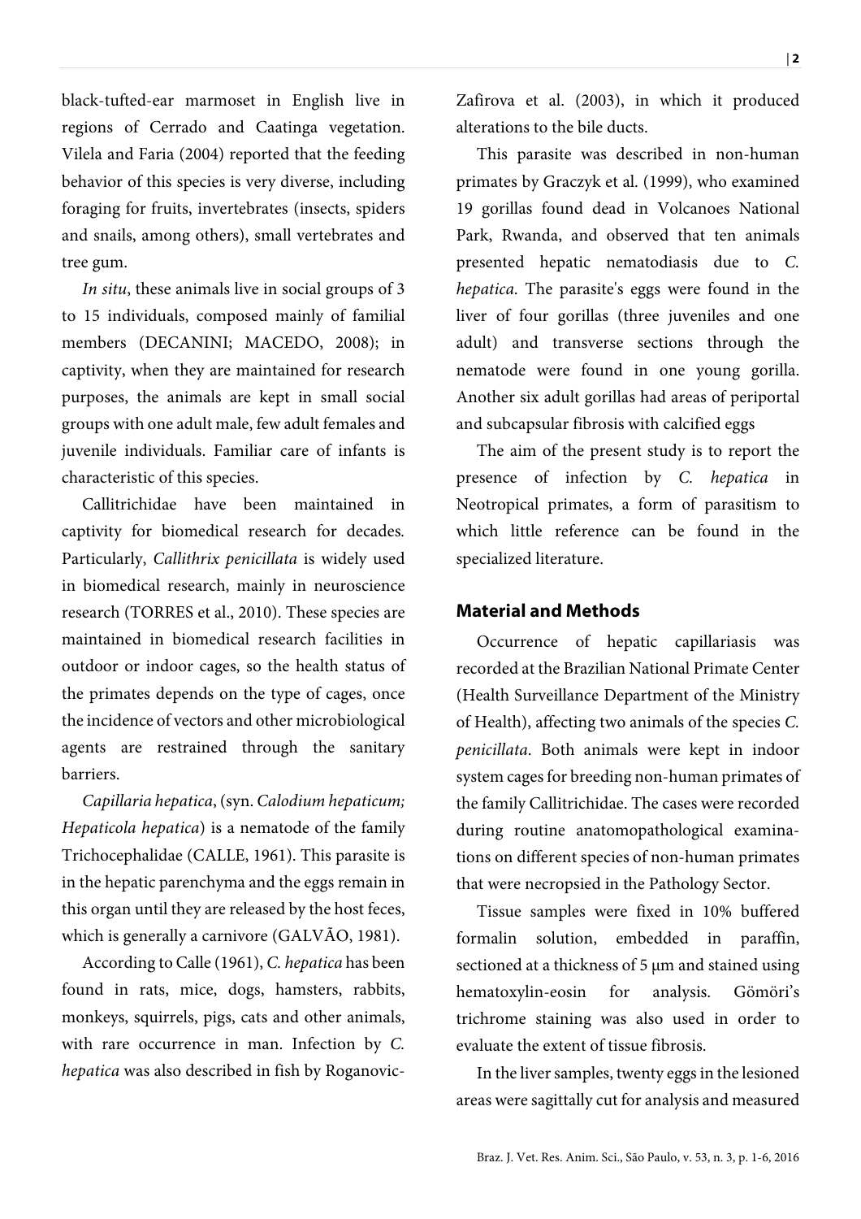black-tufted-ear marmoset in English live in regions of Cerrado and Caatinga vegetation. Vilela and Faria (2004) reported that the feeding behavior of this species is very diverse, including foraging for fruits, invertebrates (insects, spiders and snails, among others), small vertebrates and tree gum.

*In situ*, these animals live in social groups of 3 to 15 individuals, composed mainly of familial members (DECANINI; MACEDO, 2008); in captivity, when they are maintained for research purposes, the animals are kept in small social groups with one adult male, few adult females and juvenile individuals. Familiar care of infants is characteristic of this species.

Callitrichidae have been maintained in captivity for biomedical research for decades. Particularly, *Callithrix penicillata* is widely used in biomedical research, mainly in neuroscience research (TORRES et al., 2010). These species are maintained in biomedical research facilities in outdoor or indoor cages, so the health status of the primates depends on the type of cages, once the incidence of vectors and other microbiological agents are restrained through the sanitary barriers.

*Capillaria hepatica*, (syn. *Calodium hepaticum; Hepaticola hepatica*) is a nematode of the family Trichocephalidae (CALLE, 1961). This parasite is in the hepatic parenchyma and the eggs remain in this organ until they are released by the host feces, which is generally a carnivore (GALVÃO, 1981).

According to Calle (1961), *C. hepatica* has been found in rats, mice, dogs, hamsters, rabbits, monkeys, squirrels, pigs, cats and other animals, with rare occurrence in man. Infection by *C. hepatica* was also described in fish by Roganovic-Zafirova et al. (2003), in which it produced alterations to the bile ducts.

This parasite was described in non-human primates by Graczyk et al. (1999), who examined 19 gorillas found dead in Volcanoes National Park, Rwanda, and observed that ten animals presented hepatic nematodiasis due to *C. hepatica*. The parasite's eggs were found in the liver of four gorillas (three juveniles and one adult) and transverse sections through the nematode were found in one young gorilla. Another six adult gorillas had areas of periportal and subcapsular fibrosis with calcified eggs

The aim of the present study is to report the presence of infection by *C. hepatica* in Neotropical primates, a form of parasitism to which little reference can be found in the specialized literature.

## Material and Methods

Occurrence of hepatic capillariasis was recorded at the Brazilian National Primate Center (Health Surveillance Department of the Ministry of Health), affecting two animals of the species *C. penicillata*. Both animals were kept in indoor system cages for breeding non-human primates of the family Callitrichidae. The cases were recorded during routine anatomopathological examinations on different species of non-human primates that were necropsied in the Pathology Sector.

Tissue samples were fixed in 10% buffered formalin solution, embedded in paraffin, sectioned at a thickness of 5 μm and stained using hematoxylin-eosin for analysis. Gömöri's trichrome staining was also used in order to evaluate the extent of tissue fibrosis.

In the liver samples, twenty eggs in the lesioned areas were sagittally cut for analysis and measured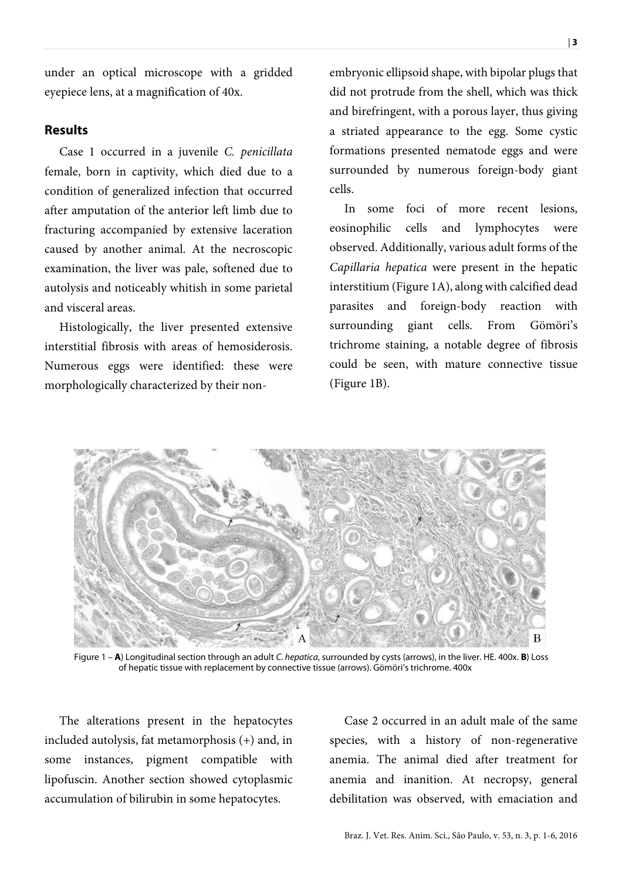under an optical microscope with a gridded eyepiece lens, at a magnification of 40x.

## Results

Case 1 occurred in a juvenile *C. penicillata* female, born in captivity, which died due to a condition of generalized infection that occurred after amputation of the anterior left limb due to fracturing accompanied by extensive laceration caused by another animal. At the necroscopic examination, the liver was pale, softened due to autolysis and noticeably whitish in some parietal and visceral areas.

Histologically, the liver presented extensive interstitial fibrosis with areas of hemosiderosis. Numerous eggs were identified: these were morphologically characterized by their non-embryonic ellipsoid shape, with bipolar plugs that did not protrude from the shell, which was thick and birefringent, with a porous layer, thus giving a striated appearance to the egg. Some cystic formations presented nematode eggs and were surrounded by numerous foreign-body giant cells.

In some foci of more recent lesions, eosinophilic cells and lymphocytes were observed. Additionally, various adult forms of the *Capillaria hepatica* were present in the hepatic interstitium (Figure 1A), along with calcified dead parasites and foreign-body reaction with surrounding giant cells. From Gömöri's trichrome staining, a notable degree of fibrosis could be seen, with mature connective tissue (Figure 1B).

Figure 1 – **A**) Longitudinal section through an adult *C. hepatica*, surrounded by cysts (arrows), in the liver. HE. 400x. **B**) Loss of hepatic tissue with replacement by connective tissue (arrows). Gömöri's trichrome. 400x

The alterations present in the hepatocytes included autolysis, fat metamorphosis (+) and, in some instances, pigment compatible with lipofuscin. Another section showed cytoplasmic accumulation of bilirubin in some hepatocytes.

Case 2 occurred in an adult male of the same species, with a history of non-regenerative anemia. The animal died after treatment for anemia and inanition. At necropsy, general debilitation was observed, with emaciation and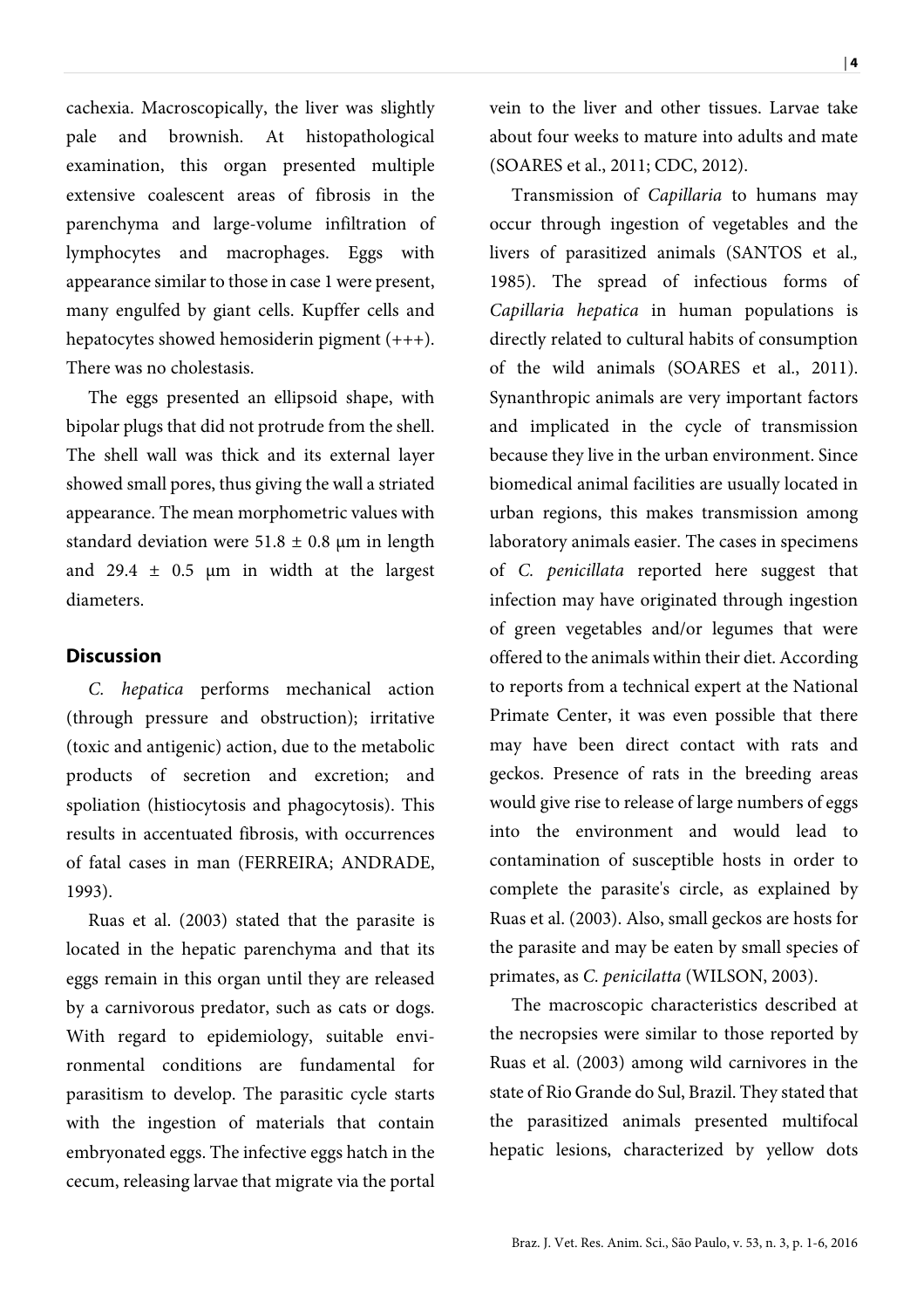cachexia. Macroscopically, the liver was slightly pale and brownish. At histopathological examination, this organ presented multiple extensive coalescent areas of fibrosis in the parenchyma and large-volume infiltration of lymphocytes and macrophages. Eggs with appearance similar to those in case 1 were present, many engulfed by giant cells. Kupffer cells and hepatocytes showed hemosiderin pigment (+++). There was no cholestasis.

The eggs presented an ellipsoid shape, with bipolar plugs that did not protrude from the shell. The shell wall was thick and its external layer showed small pores, thus giving the wall a striated appearance. The mean morphometric values with standard deviation were $51.8 \pm 0.8$ µm in length and $29.4 \pm 0.5$ µm in width at the largest diameters.

## Discussion

*C. hepatica* performs mechanical action (through pressure and obstruction); irritative (toxic and antigenic) action, due to the metabolic products of secretion and excretion; and spoliation (histiocytosis and phagocytosis). This results in accentuated fibrosis, with occurrences of fatal cases in man (FERREIRA; ANDRADE, 1993).

Ruas et al. (2003) stated that the parasite is located in the hepatic parenchyma and that its eggs remain in this organ until they are released by a carnivorous predator, such as cats or dogs. With regard to epidemiology, suitable environmental conditions are fundamental for parasitism to develop. The parasitic cycle starts with the ingestion of materials that contain embryonated eggs. The infective eggs hatch in the cecum, releasing larvae that migrate via the portal vein to the liver and other tissues. Larvae take about four weeks to mature into adults and mate (SOARES et al., 2011; CDC, 2012).

Transmission of *Capillaria* to humans may occur through ingestion of vegetables and the livers of parasitized animals (SANTOS et al., 1985). The spread of infectious forms of *Capillaria hepatica* in human populations is directly related to cultural habits of consumption of the wild animals (SOARES et al., 2011). Synanthropic animals are very important factors and implicated in the cycle of transmission because they live in the urban environment. Since biomedical animal facilities are usually located in urban regions, this makes transmission among laboratory animals easier. The cases in specimens of *C. penicillata* reported here suggest that infection may have originated through ingestion of green vegetables and/or legumes that were offered to the animals within their diet. According to reports from a technical expert at the National Primate Center, it was even possible that there may have been direct contact with rats and geckos. Presence of rats in the breeding areas would give rise to release of large numbers of eggs into the environment and would lead to contamination of susceptible hosts in order to complete the parasite's circle, as explained by Ruas et al. (2003). Also, small geckos are hosts for the parasite and may be eaten by small species of primates, as *C. penicilatta* (WILSON, 2003).

The macroscopic characteristics described at the necropsies were similar to those reported by Ruas et al. (2003) among wild carnivores in the state of Rio Grande do Sul, Brazil. They stated that the parasitized animals presented multifocal hepatic lesions, characterized by yellow dots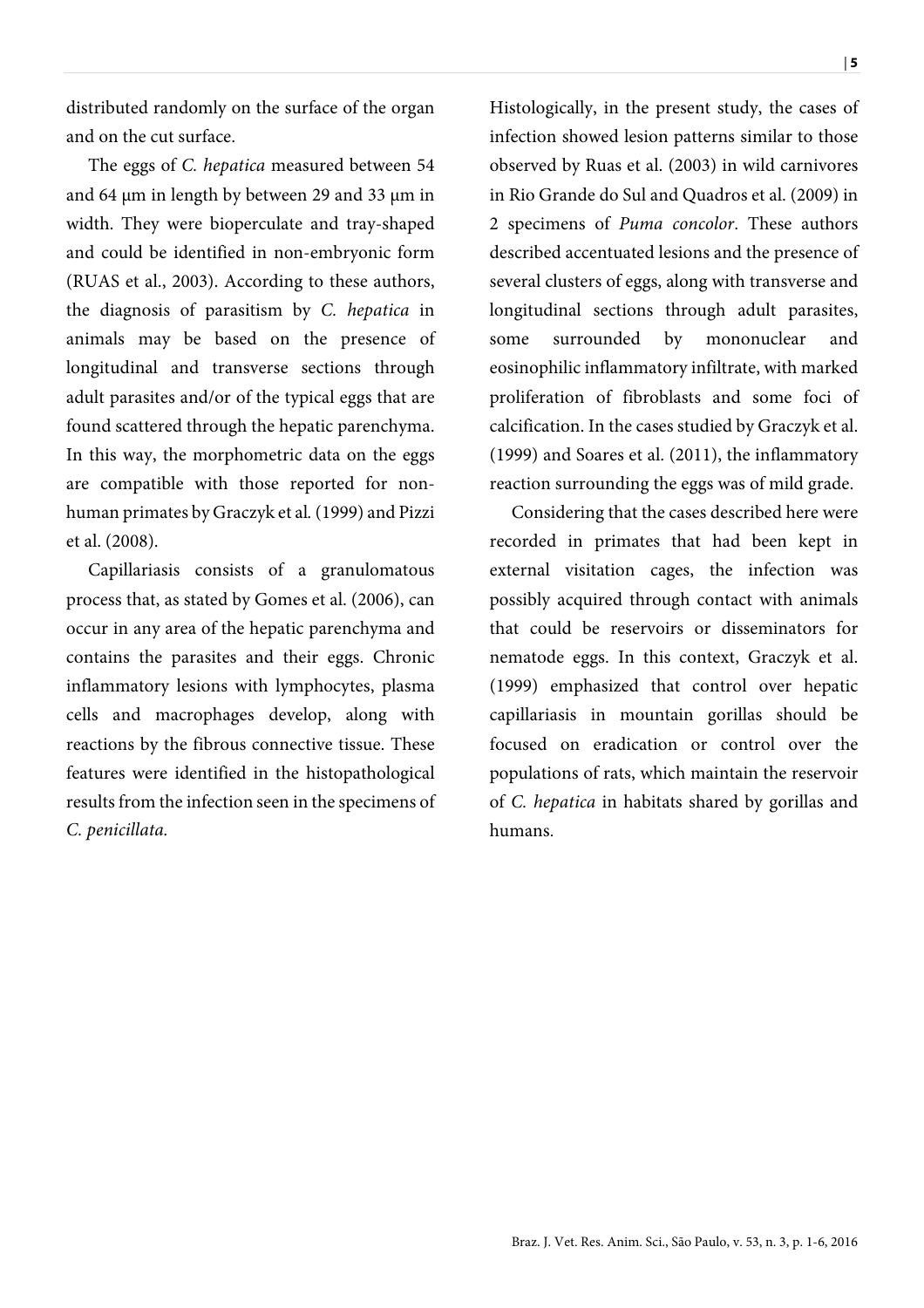distributed randomly on the surface of the organ and on the cut surface.

The eggs of *C. hepatica* measured between 54 and 64 μm in length by between 29 and 33 μm in width. They were bioperculate and tray-shaped and could be identified in non-embryonic form (RUAS et al., 2003). According to these authors, the diagnosis of parasitism by *C. hepatica* in animals may be based on the presence of longitudinal and transverse sections through adult parasites and/or of the typical eggs that are found scattered through the hepatic parenchyma. In this way, the morphometric data on the eggs are compatible with those reported for non-human primates by Graczyk et al*.* (1999) and Pizzi et al. (2008).

Capillariasis consists of a granulomatous process that, as stated by Gomes et al. (2006), can occur in any area of the hepatic parenchyma and contains the parasites and their eggs. Chronic inflammatory lesions with lymphocytes, plasma cells and macrophages develop, along with reactions by the fibrous connective tissue. These features were identified in the histopathological results from the infection seen in the specimens of *C. penicillata.*

Histologically, in the present study, the cases of infection showed lesion patterns similar to those observed by Ruas et al. (2003) in wild carnivores in Rio Grande do Sul and Quadros et al. (2009) in 2 specimens of *Puma concolor*. These authors described accentuated lesions and the presence of several clusters of eggs, along with transverse and longitudinal sections through adult parasites, some surrounded by mononuclear and eosinophilic inflammatory infiltrate, with marked proliferation of fibroblasts and some foci of calcification. In the cases studied by Graczyk et al. (1999) and Soares et al. (2011), the inflammatory reaction surrounding the eggs was of mild grade.

Considering that the cases described here were recorded in primates that had been kept in external visitation cages, the infection was possibly acquired through contact with animals that could be reservoirs or disseminators for nematode eggs. In this context, Graczyk et al. (1999) emphasized that control over hepatic capillariasis in mountain gorillas should be focused on eradication or control over the populations of rats, which maintain the reservoir of *C. hepatica* in habitats shared by gorillas and humans.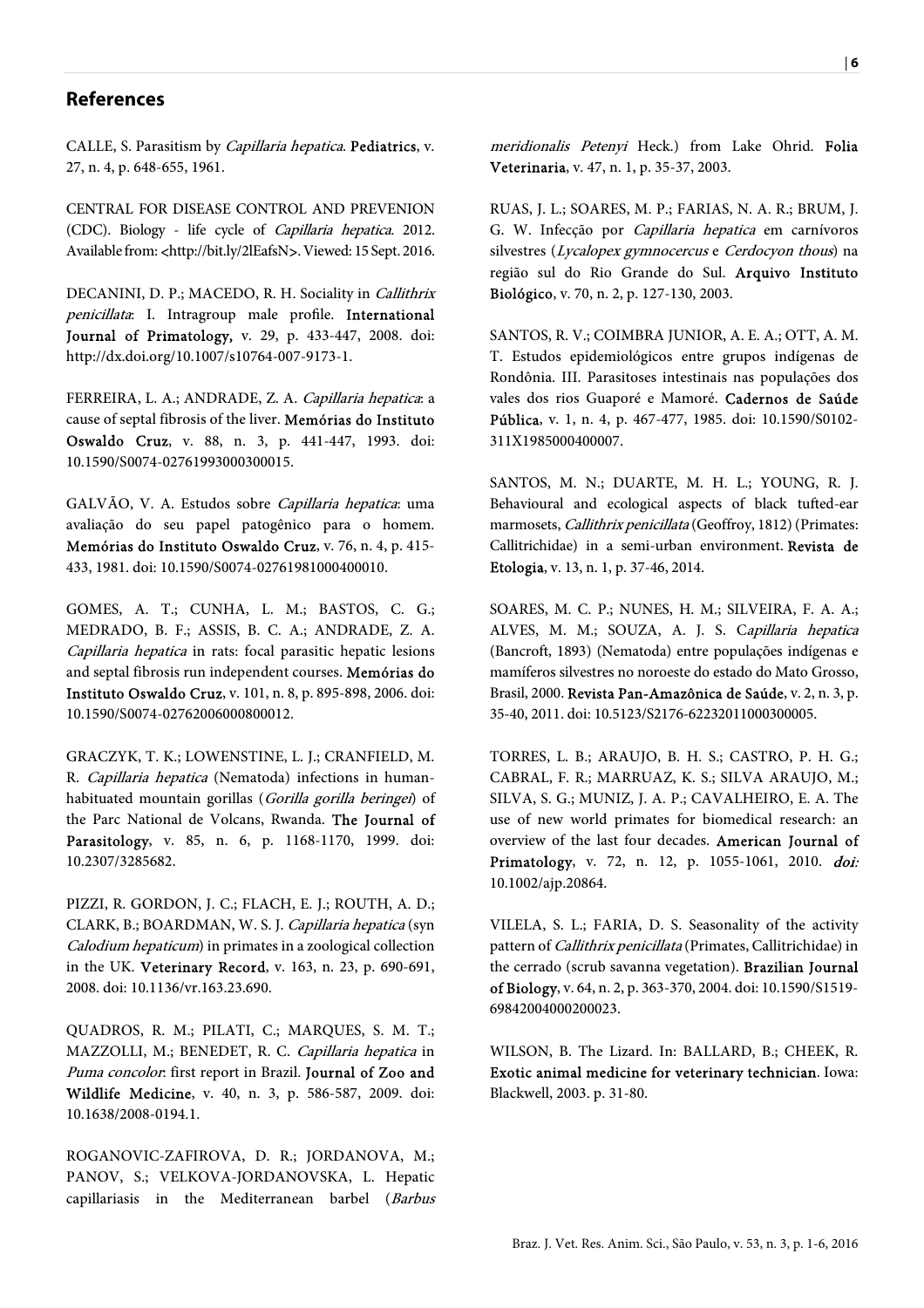## References

CALLE, S. Parasitism by *Capillaria hepatica*. **Pediatrics**, v. 27, n. 4, p. 648-655, 1961.

CENTRAL FOR DISEASE CONTROL AND PREVENION (CDC). Biology - life cycle of *Capillaria hepatica*. 2012. Available from: <http://bit.ly/2lEafsN>. Viewed: 15 Sept. 2016.

DECANINI, D. P.; MACEDO, R. H. Sociality in *Callithrix penicillata*: I. Intragroup male profile. **International Journal of Primatology,** v. 29, p. 433-447, 2008. doi: http://dx.doi.org/10.1007/s10764-007-9173-1.

FERREIRA, L. A.; ANDRADE, Z. A. *Capillaria hepatica*: a cause of septal fibrosis of the liver. **Memórias do Instituto Oswaldo Cruz**, v. 88, n. 3, p. 441-447, 1993. doi: 10.1590/S0074-02761993000300015.

GALVÃO, V. A. Estudos sobre *Capillaria hepatica*: uma avaliação do seu papel patogênico para o homem. **Memórias do Instituto Oswaldo Cruz**, v. 76, n. 4, p. 415-433, 1981. doi: 10.1590/S0074-02761981000400010.

GOMES, A. T.; CUNHA, L. M.; BASTOS, C. G.; MEDRADO, B. F.; ASSIS, B. C. A.; ANDRADE, Z. A. *Capillaria hepatica* in rats: focal parasitic hepatic lesions and septal fibrosis run independent courses. **Memórias do Instituto Oswaldo Cruz**, v. 101, n. 8, p. 895-898, 2006. doi: 10.1590/S0074-02762006000800012.

GRACZYK, T. K.; LOWENSTINE, L. J.; CRANFIELD, M. R. *Capillaria hepatica* (Nematoda) infections in human-habituated mountain gorillas (*Gorilla gorilla beringei*) of the Parc National de Volcans, Rwanda. **The Journal of Parasitology**, v. 85, n. 6, p. 1168-1170, 1999. doi: 10.2307/3285682.

PIZZI, R. GORDON, J. C.; FLACH, E. J.; ROUTH, A. D.; CLARK, B.; BOARDMAN, W. S. J. *Capillaria hepatica* (syn *Calodium hepaticum*) in primates in a zoological collection in the UK. **Veterinary Record**, v. 163, n. 23, p. 690-691, 2008. doi: 10.1136/vr.163.23.690.

QUADROS, R. M.; PILATI, C.; MARQUES, S. M. T.; MAZZOLLI, M.; BENEDET, R. C. *Capillaria hepatica* in *Puma concolor*: first report in Brazil. **Journal of Zoo and Wildlife Medicine**, v. 40, n. 3, p. 586-587, 2009. doi: 10.1638/2008-0194.1.

ROGANOVIC-ZAFIROVA, D. R.; JORDANOVA, M.; PANOV, S.; VELKOVA-JORDANOVSKA, L. Hepatic capillariasis in the Mediterranean barbel (*Barbus meridionalis Petenyi* Heck.) from Lake Ohrid. **Folia Veterinaria**, v. 47, n. 1, p. 35-37, 2003.

RUAS, J. L.; SOARES, M. P.; FARIAS, N. A. R.; BRUM, J. G. W. Infecção por *Capillaria hepatica* em carnívoros silvestres (*Lycalopex gymnocercus* e *Cerdocyon thous*) na região sul do Rio Grande do Sul. **Arquivo Instituto Biológico**, v. 70, n. 2, p. 127-130, 2003.

SANTOS, R. V.; COIMBRA JUNIOR, A. E. A.; OTT, A. M. T. Estudos epidemiológicos entre grupos indígenas de Rondônia. III. Parasitoses intestinais nas populações dos vales dos rios Guaporé e Mamoré. **Cadernos de Saúde Pública**, v. 1, n. 4, p. 467-477, 1985. doi: 10.1590/S0102-311X1985000400007.

SANTOS, M. N.; DUARTE, M. H. L.; YOUNG, R. J. Behavioural and ecological aspects of black tufted-ear marmosets, *Callithrix penicillata* (Geoffroy, 1812) (Primates: Callitrichidae) in a semi-urban environment. **Revista de Etologia**, v. 13, n. 1, p. 37-46, 2014.

SOARES, M. C. P.; NUNES, H. M.; SILVEIRA, F. A. A.; ALVES, M. M.; SOUZA, A. J. S. C*apillaria hepatica* (Bancroft, 1893) (Nematoda) entre populações indígenas e mamíferos silvestres no noroeste do estado do Mato Grosso, Brasil, 2000. **Revista Pan-Amazônica de Saúde**, v. 2, n. 3, p. 35-40, 2011. doi: 10.5123/S2176-62232011000300005.

TORRES, L. B.; ARAUJO, B. H. S.; CASTRO, P. H. G.; CABRAL, F. R.; MARRUAZ, K. S.; SILVA ARAUJO, M.; SILVA, S. G.; MUNIZ, J. A. P.; CAVALHEIRO, E. A. The use of new world primates for biomedical research: an overview of the last four decades. **American Journal of Primatology**, v. 72, n. 12, p. 1055-1061, 2010. *doi:* 10.1002/ajp.20864.

VILELA, S. L.; FARIA, D. S. Seasonality of the activity pattern of *Callithrix penicillata* (Primates, Callitrichidae) in the cerrado (scrub savanna vegetation). **Brazilian Journal of Biology**, v. 64, n. 2, p. 363-370, 2004. doi: 10.1590/S1519-69842004000200023.

WILSON, B. The Lizard. In: BALLARD, B.; CHEEK, R. **Exotic animal medicine for veterinary technician**. Iowa: Blackwell, 2003. p. 31-80.